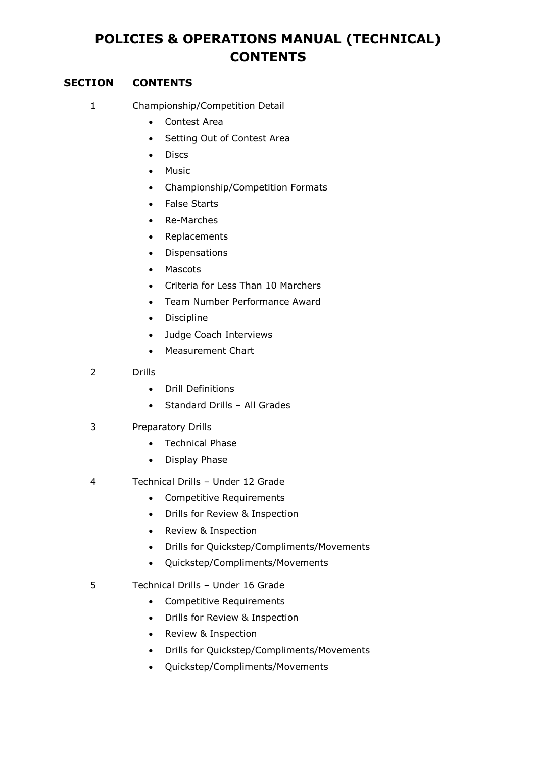# POLICIES & OPERATIONS MANUAL (TECHNICAL) CONTENTS

| SECTION | CONTENTS |
|---|---|
| 1 | Championship/Competition Detail |

- Contest Area
- Setting Out of Contest Area
- Discs
- Music
- Championship/Competition Formats
- False Starts
- Re-Marches
- Replacements
- Dispensations
- Mascots
- Criteria for Less Than 10 Marchers
- Team Number Performance Award
- Discipline
- Judge Coach Interviews
- Measurement Chart

2 Drills

- Drill Definitions
- Standard Drills – All Grades

3 Preparatory Drills

- Technical Phase
- Display Phase

4 Technical Drills – Under 12 Grade

- Competitive Requirements
- Drills for Review & Inspection
- Review & Inspection
- Drills for Quickstep/Compliments/Movements
- Quickstep/Compliments/Movements

5 Technical Drills – Under 16 Grade

- Competitive Requirements
- Drills for Review & Inspection
- Review & Inspection
- Drills for Quickstep/Compliments/Movements
- Quickstep/Compliments/Movements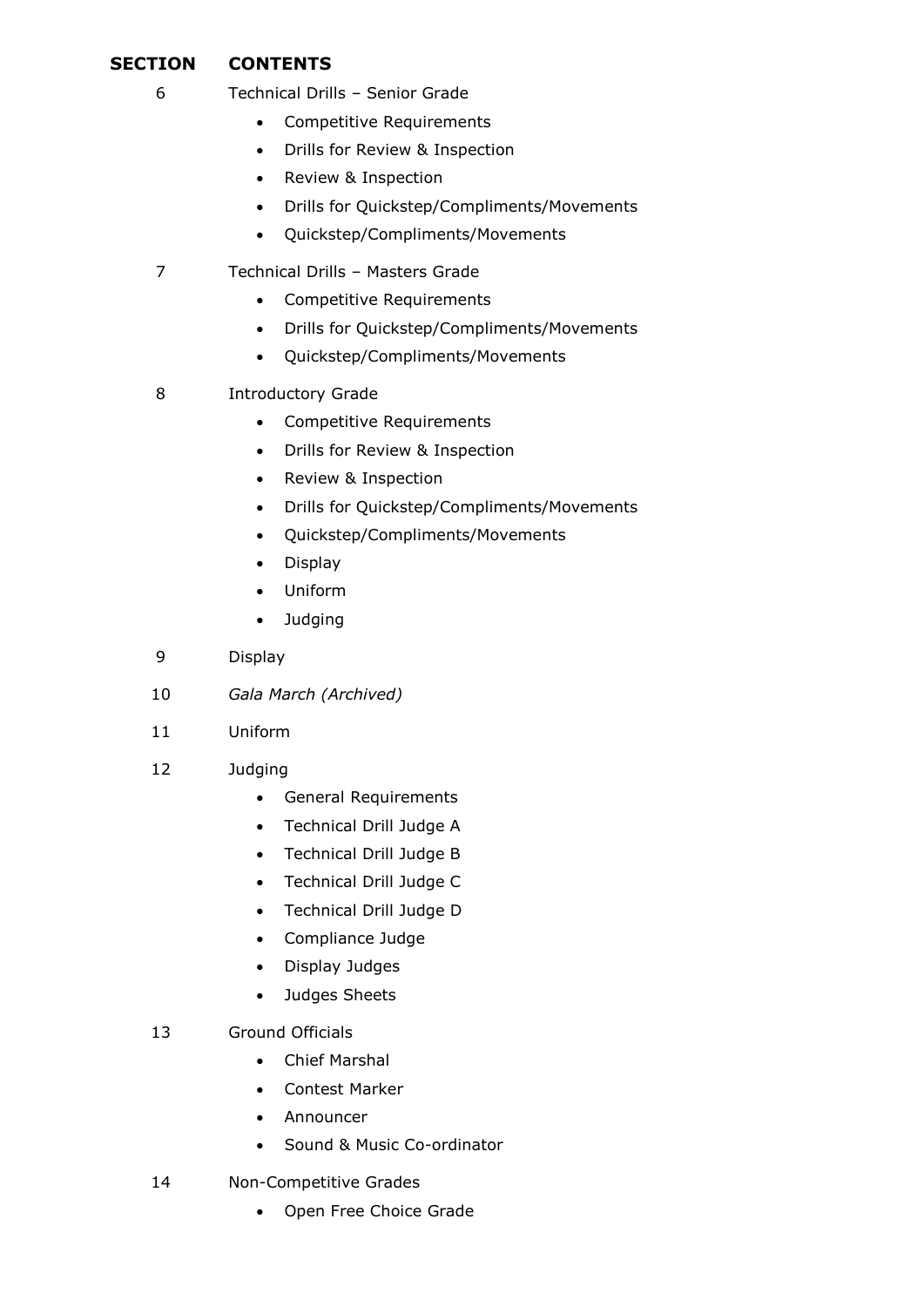| SECTION | CONTENTS |
|---|---|
| 6 | Technical Drills – Senior Grade<br>• Competitive Requirements<br>• Drills for Review & Inspection<br>• Review & Inspection<br>• Drills for Quickstep/Compliments/Movements<br>• Quickstep/Compliments/Movements |
| 7 | Technical Drills – Masters Grade<br>• Competitive Requirements<br>• Drills for Quickstep/Compliments/Movements<br>• Quickstep/Compliments/Movements |
| 8 | Introductory Grade<br>• Competitive Requirements<br>• Drills for Review & Inspection<br>• Review & Inspection<br>• Drills for Quickstep/Compliments/Movements<br>• Quickstep/Compliments/Movements<br>• Display<br>• Uniform<br>• Judging |
| 9 | Display |
| 10 | *Gala March (Archived)* |
| 11 | Uniform |
| 12 | Judging<br>• General Requirements<br>• Technical Drill Judge A<br>• Technical Drill Judge B<br>• Technical Drill Judge C<br>• Technical Drill Judge D<br>• Compliance Judge<br>• Display Judges<br>• Judges Sheets |
| 13 | Ground Officials<br>• Chief Marshal<br>• Contest Marker<br>• Announcer<br>• Sound & Music Co-ordinator |
| 14 | Non-Competitive Grades<br>• Open Free Choice Grade |